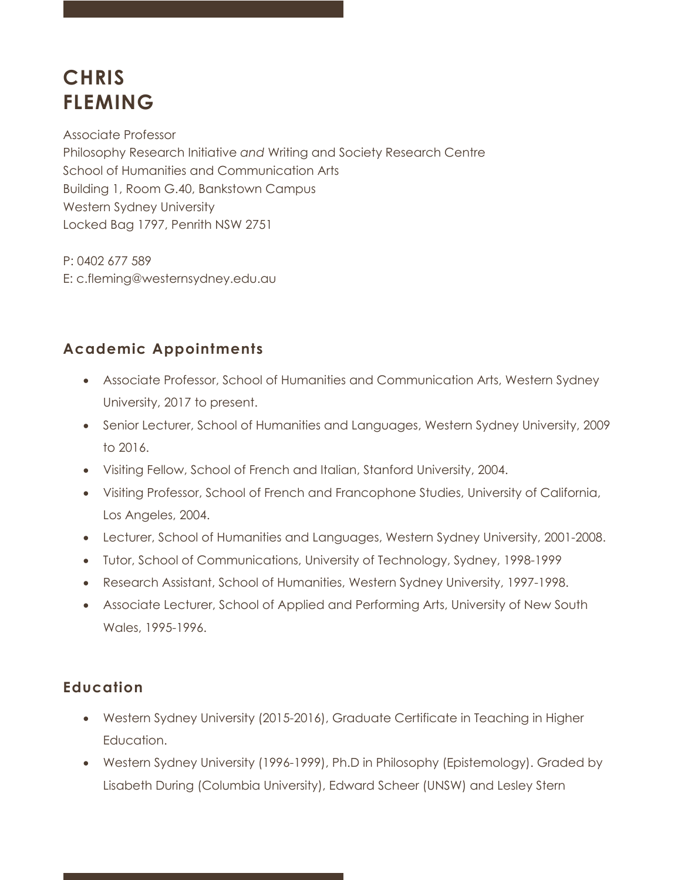# CHRIS FLEMING

Associate Professor
Philosophy Research Initiative *and* Writing and Society Research Centre
School of Humanities and Communication Arts
Building 1, Room G.40, Bankstown Campus
Western Sydney University
Locked Bag 1797, Penrith NSW 2751

P: 0402 677 589
E: c.fleming@westernsydney.edu.au

## Academic Appointments

- Associate Professor, School of Humanities and Communication Arts, Western Sydney University, 2017 to present.
- Senior Lecturer, School of Humanities and Languages, Western Sydney University, 2009 to 2016.
- Visiting Fellow, School of French and Italian, Stanford University, 2004.
- Visiting Professor, School of French and Francophone Studies, University of California, Los Angeles, 2004.
- Lecturer, School of Humanities and Languages, Western Sydney University, 2001-2008.
- Tutor, School of Communications, University of Technology, Sydney, 1998-1999
- Research Assistant, School of Humanities, Western Sydney University, 1997-1998.
- Associate Lecturer, School of Applied and Performing Arts, University of New South Wales, 1995-1996.

## Education

- Western Sydney University (2015-2016), Graduate Certificate in Teaching in Higher Education.
- Western Sydney University (1996-1999), Ph.D in Philosophy (Epistemology). Graded by Lisabeth During (Columbia University), Edward Scheer (UNSW) and Lesley Stern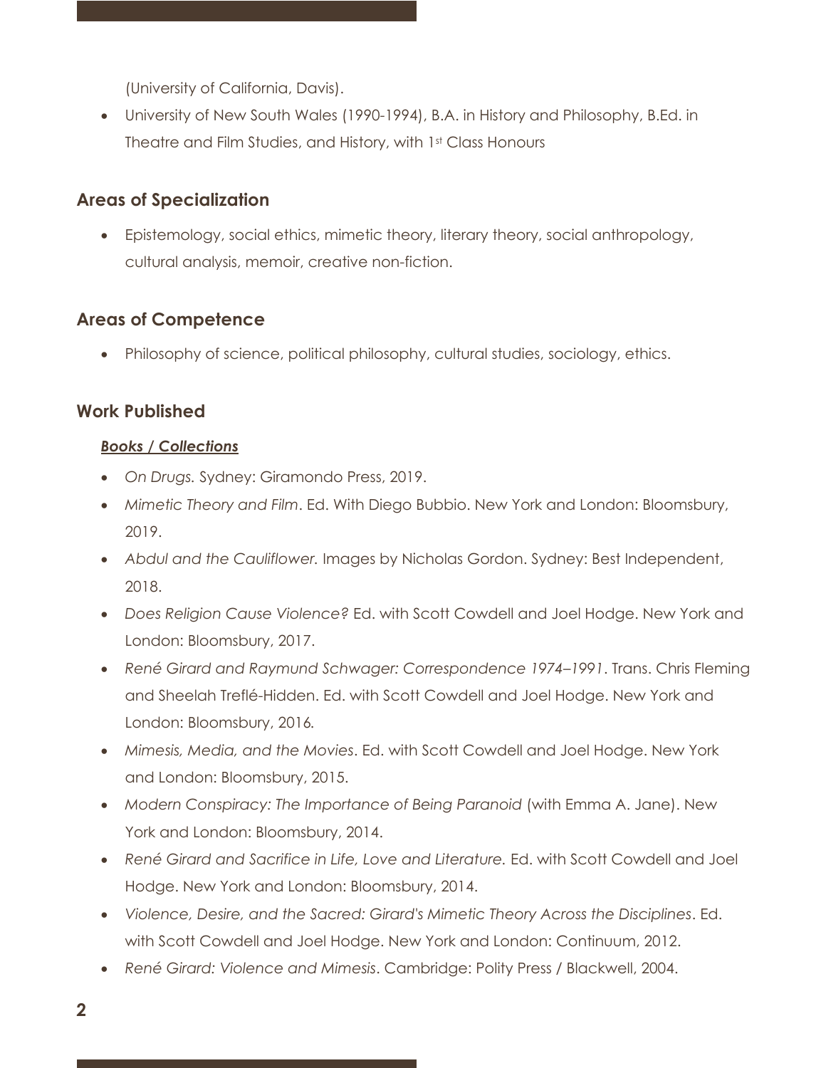(University of California, Davis).

- University of New South Wales (1990-1994), B.A. in History and Philosophy, B.Ed. in Theatre and Film Studies, and History, with 1st Class Honours

## Areas of Specialization

- Epistemology, social ethics, mimetic theory, literary theory, social anthropology, cultural analysis, memoir, creative non-fiction.

## Areas of Competence

- Philosophy of science, political philosophy, cultural studies, sociology, ethics.

## Work Published

***Books / Collections***

- *On Drugs.* Sydney: Giramondo Press, 2019.
- *Mimetic Theory and Film*. Ed. With Diego Bubbio. New York and London: Bloomsbury, 2019.
- *Abdul and the Cauliflower.* Images by Nicholas Gordon. Sydney: Best Independent, 2018.
- *Does Religion Cause Violence?* Ed. with Scott Cowdell and Joel Hodge. New York and London: Bloomsbury, 2017.
- *René Girard and Raymund Schwager: Correspondence 1974–1991*. Trans. Chris Fleming and Sheelah Treflé-Hidden. Ed. with Scott Cowdell and Joel Hodge. New York and London: Bloomsbury, 2016.
- *Mimesis, Media, and the Movies*. Ed. with Scott Cowdell and Joel Hodge. New York and London: Bloomsbury, 2015.
- *Modern Conspiracy: The Importance of Being Paranoid* (with Emma A. Jane). New York and London: Bloomsbury, 2014.
- *René Girard and Sacrifice in Life, Love and Literature.* Ed. with Scott Cowdell and Joel Hodge. New York and London: Bloomsbury, 2014.
- *Violence, Desire, and the Sacred: Girard's Mimetic Theory Across the Disciplines*. Ed. with Scott Cowdell and Joel Hodge. New York and London: Continuum, 2012.
- *René Girard: Violence and Mimesis*. Cambridge: Polity Press / Blackwell, 2004.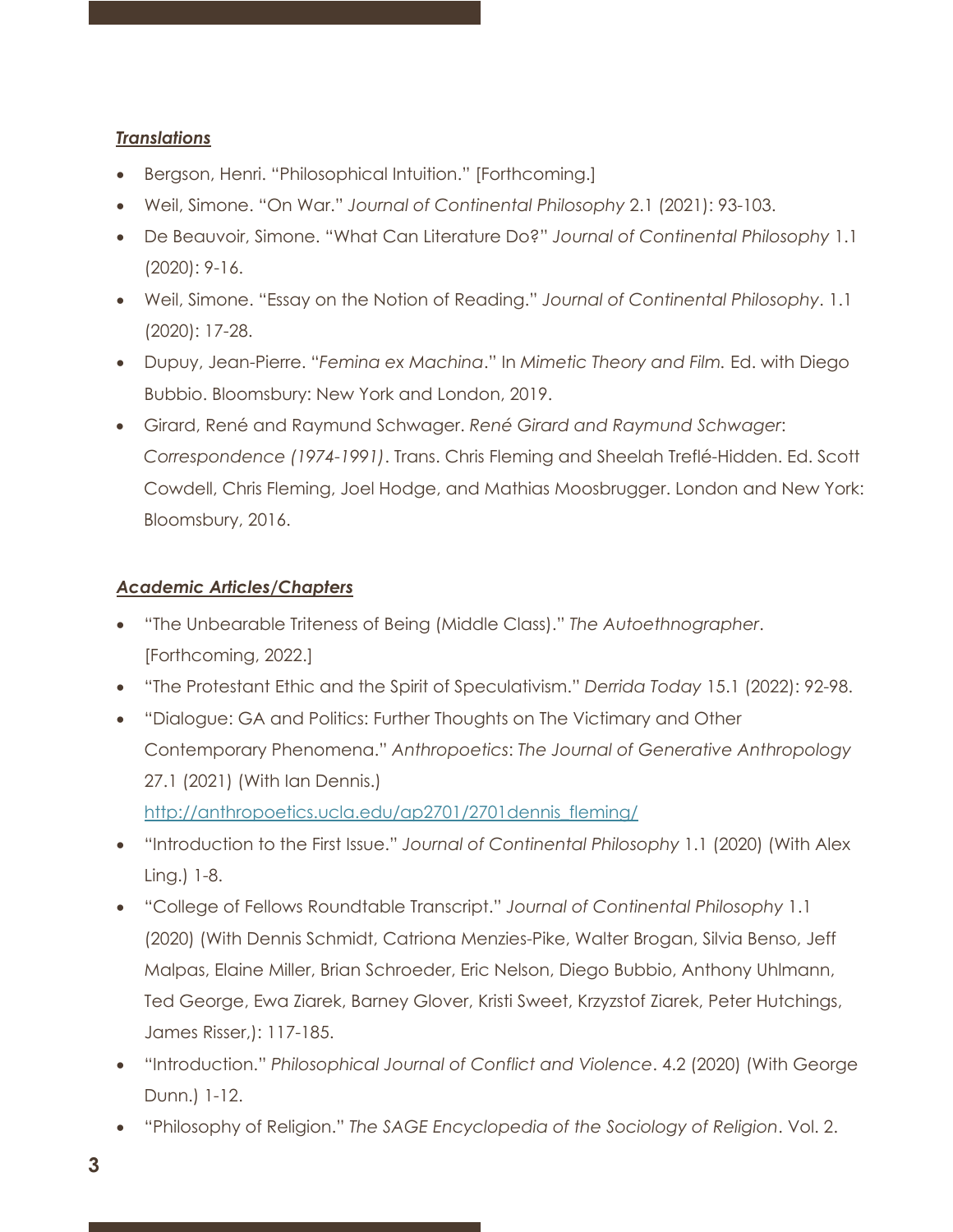### ***Translations***

- Bergson, Henri. "Philosophical Intuition." [Forthcoming.]
- Weil, Simone. "On War." *Journal of Continental Philosophy* 2.1 (2021): 93-103.
- De Beauvoir, Simone. "What Can Literature Do?" *Journal of Continental Philosophy* 1.1 (2020): 9-16.
- Weil, Simone. "Essay on the Notion of Reading." *Journal of Continental Philosophy*. 1.1 (2020): 17-28.
- Dupuy, Jean-Pierre. "*Femina ex Machina*." In *Mimetic Theory and Film.* Ed. with Diego Bubbio. Bloomsbury: New York and London, 2019.
- Girard, René and Raymund Schwager. *René Girard and Raymund Schwager*: *Correspondence (1974-1991)*. Trans. Chris Fleming and Sheelah Treflé-Hidden. Ed. Scott Cowdell, Chris Fleming, Joel Hodge, and Mathias Moosbrugger. London and New York: Bloomsbury, 2016.

### ***Academic Articles/Chapters***

- "The Unbearable Triteness of Being (Middle Class)." *The Autoethnographer*. [Forthcoming, 2022.]
- "The Protestant Ethic and the Spirit of Speculativism." *Derrida Today* 15.1 (2022): 92-98.
- "Dialogue: GA and Politics: Further Thoughts on The Victimary and Other Contemporary Phenomena." *Anthropoetics*: *The Journal of Generative Anthropology* 27.1 (2021) (With Ian Dennis.) [http://anthropoetics.ucla.edu/ap2701/2701dennis_fleming/](http://anthropoetics.ucla.edu/ap2701/2701dennis_fleming/)
- "Introduction to the First Issue." *Journal of Continental Philosophy* 1.1 (2020) (With Alex Ling.) 1-8.
- "College of Fellows Roundtable Transcript." *Journal of Continental Philosophy* 1.1 (2020) (With Dennis Schmidt, Catriona Menzies-Pike, Walter Brogan, Silvia Benso, Jeff Malpas, Elaine Miller, Brian Schroeder, Eric Nelson, Diego Bubbio, Anthony Uhlmann, Ted George, Ewa Ziarek, Barney Glover, Kristi Sweet, Krzyzstof Ziarek, Peter Hutchings, James Risser,): 117-185.
- "Introduction." *Philosophical Journal of Conflict and Violence*. 4.2 (2020) (With George Dunn.) 1-12.
- "Philosophy of Religion." *The SAGE Encyclopedia of the Sociology of Religion*. Vol. 2.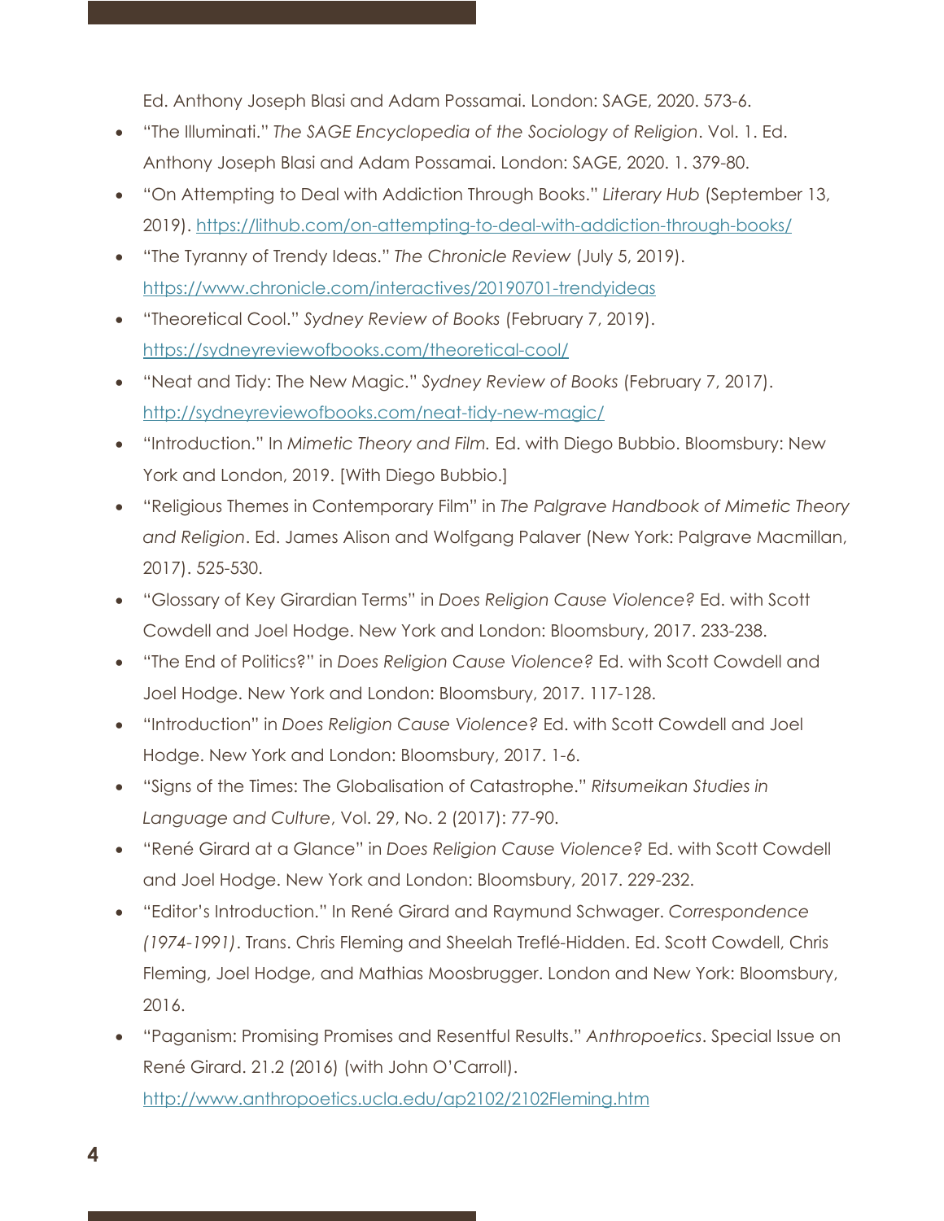Ed. Anthony Joseph Blasi and Adam Possamai. London: SAGE, 2020. 573-6.

- "The Illuminati." *The SAGE Encyclopedia of the Sociology of Religion*. Vol. 1. Ed. Anthony Joseph Blasi and Adam Possamai. London: SAGE, 2020. 1. 379-80.
- "On Attempting to Deal with Addiction Through Books." *Literary Hub* (September 13, 2019). https://lithub.com/on-attempting-to-deal-with-addiction-through-books/
- "The Tyranny of Trendy Ideas." *The Chronicle Review* (July 5, 2019). https://www.chronicle.com/interactives/20190701-trendyideas
- "Theoretical Cool." *Sydney Review of Books* (February 7, 2019). https://sydneyreviewofbooks.com/theoretical-cool/
- "Neat and Tidy: The New Magic." *Sydney Review of Books* (February 7, 2017). http://sydneyreviewofbooks.com/neat-tidy-new-magic/
- "Introduction." In *Mimetic Theory and Film.* Ed. with Diego Bubbio. Bloomsbury: New York and London, 2019. [With Diego Bubbio.]
- "Religious Themes in Contemporary Film" in *The Palgrave Handbook of Mimetic Theory and Religion*. Ed. James Alison and Wolfgang Palaver (New York: Palgrave Macmillan, 2017). 525-530.
- "Glossary of Key Girardian Terms" in *Does Religion Cause Violence?* Ed. with Scott Cowdell and Joel Hodge. New York and London: Bloomsbury, 2017. 233-238.
- "The End of Politics?" in *Does Religion Cause Violence?* Ed. with Scott Cowdell and Joel Hodge. New York and London: Bloomsbury, 2017. 117-128.
- "Introduction" in *Does Religion Cause Violence?* Ed. with Scott Cowdell and Joel Hodge. New York and London: Bloomsbury, 2017. 1-6.
- "Signs of the Times: The Globalisation of Catastrophe." *Ritsumeikan Studies in Language and Culture*, Vol. 29, No. 2 (2017): 77-90.
- "René Girard at a Glance" in *Does Religion Cause Violence?* Ed. with Scott Cowdell and Joel Hodge. New York and London: Bloomsbury, 2017. 229-232.
- "Editor's Introduction." In René Girard and Raymund Schwager. *Correspondence (1974-1991)*. Trans. Chris Fleming and Sheelah Treflé-Hidden. Ed. Scott Cowdell, Chris Fleming, Joel Hodge, and Mathias Moosbrugger. London and New York: Bloomsbury, 2016.
- "Paganism: Promising Promises and Resentful Results." *Anthropoetics*. Special Issue on René Girard. 21.2 (2016) (with John O'Carroll). http://www.anthropoetics.ucla.edu/ap2102/2102Fleming.htm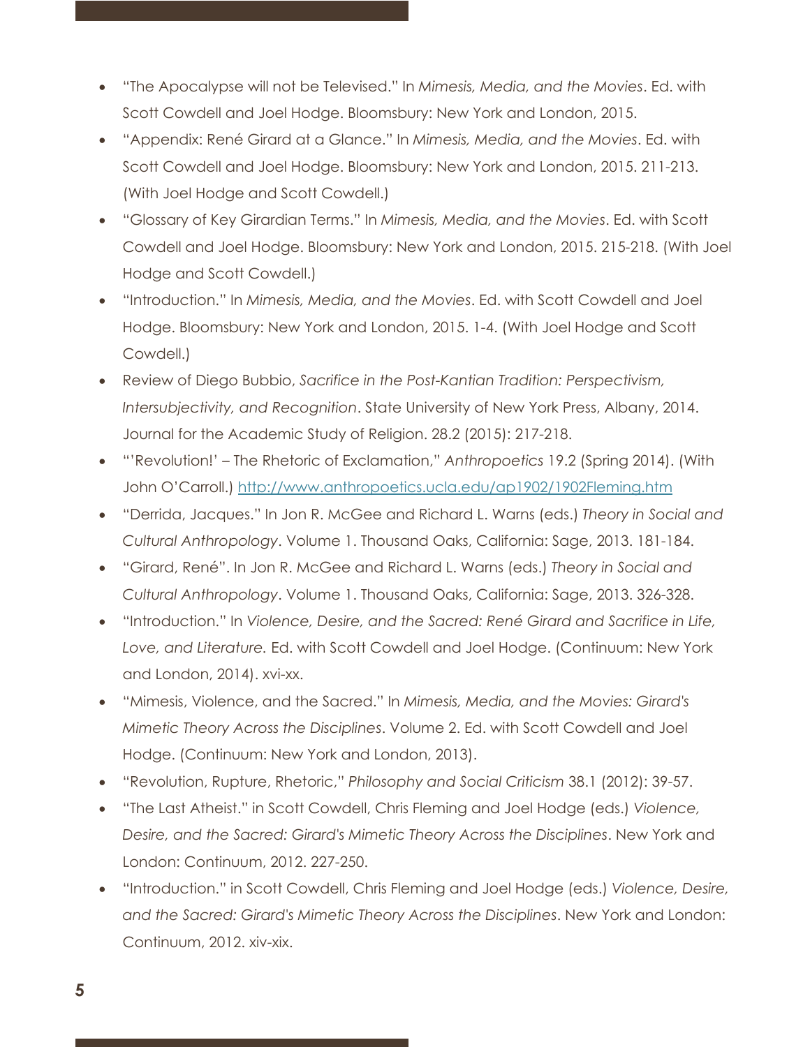- "The Apocalypse will not be Televised." In *Mimesis, Media, and the Movies*. Ed. with Scott Cowdell and Joel Hodge. Bloomsbury: New York and London, 2015.
- "Appendix: René Girard at a Glance." In *Mimesis, Media, and the Movies*. Ed. with Scott Cowdell and Joel Hodge. Bloomsbury: New York and London, 2015. 211-213. (With Joel Hodge and Scott Cowdell.)
- "Glossary of Key Girardian Terms." In *Mimesis, Media, and the Movies*. Ed. with Scott Cowdell and Joel Hodge. Bloomsbury: New York and London, 2015. 215-218. (With Joel Hodge and Scott Cowdell.)
- "Introduction." In *Mimesis, Media, and the Movies*. Ed. with Scott Cowdell and Joel Hodge. Bloomsbury: New York and London, 2015. 1-4. (With Joel Hodge and Scott Cowdell.)
- Review of Diego Bubbio, *Sacrifice in the Post-Kantian Tradition: Perspectivism, Intersubjectivity, and Recognition*. State University of New York Press, Albany, 2014. Journal for the Academic Study of Religion. 28.2 (2015): 217-218.
- "'Revolution!' – The Rhetoric of Exclamation," *Anthropoetics* 19.2 (Spring 2014). (With John O'Carroll.) [http://www.anthropoetics.ucla.edu/ap1902/1902Fleming.htm](http://www.anthropoetics.ucla.edu/ap1902/1902Fleming.htm)
- "Derrida, Jacques." In Jon R. McGee and Richard L. Warns (eds.) *Theory in Social and Cultural Anthropology*. Volume 1. Thousand Oaks, California: Sage, 2013. 181-184.
- "Girard, René". In Jon R. McGee and Richard L. Warns (eds.) *Theory in Social and Cultural Anthropology*. Volume 1. Thousand Oaks, California: Sage, 2013. 326-328.
- "Introduction." In *Violence, Desire, and the Sacred: René Girard and Sacrifice in Life, Love, and Literature.* Ed. with Scott Cowdell and Joel Hodge. (Continuum: New York and London, 2014). xvi-xx.
- "Mimesis, Violence, and the Sacred." In *Mimesis, Media, and the Movies: Girard's Mimetic Theory Across the Disciplines*. Volume 2. Ed. with Scott Cowdell and Joel Hodge. (Continuum: New York and London, 2013).
- "Revolution, Rupture, Rhetoric," *Philosophy and Social Criticism* 38.1 (2012): 39-57.
- "The Last Atheist." in Scott Cowdell, Chris Fleming and Joel Hodge (eds.) *Violence, Desire, and the Sacred: Girard's Mimetic Theory Across the Disciplines*. New York and London: Continuum, 2012. 227-250.
- "Introduction." in Scott Cowdell, Chris Fleming and Joel Hodge (eds.) *Violence, Desire, and the Sacred: Girard's Mimetic Theory Across the Disciplines*. New York and London: Continuum, 2012. xiv-xix.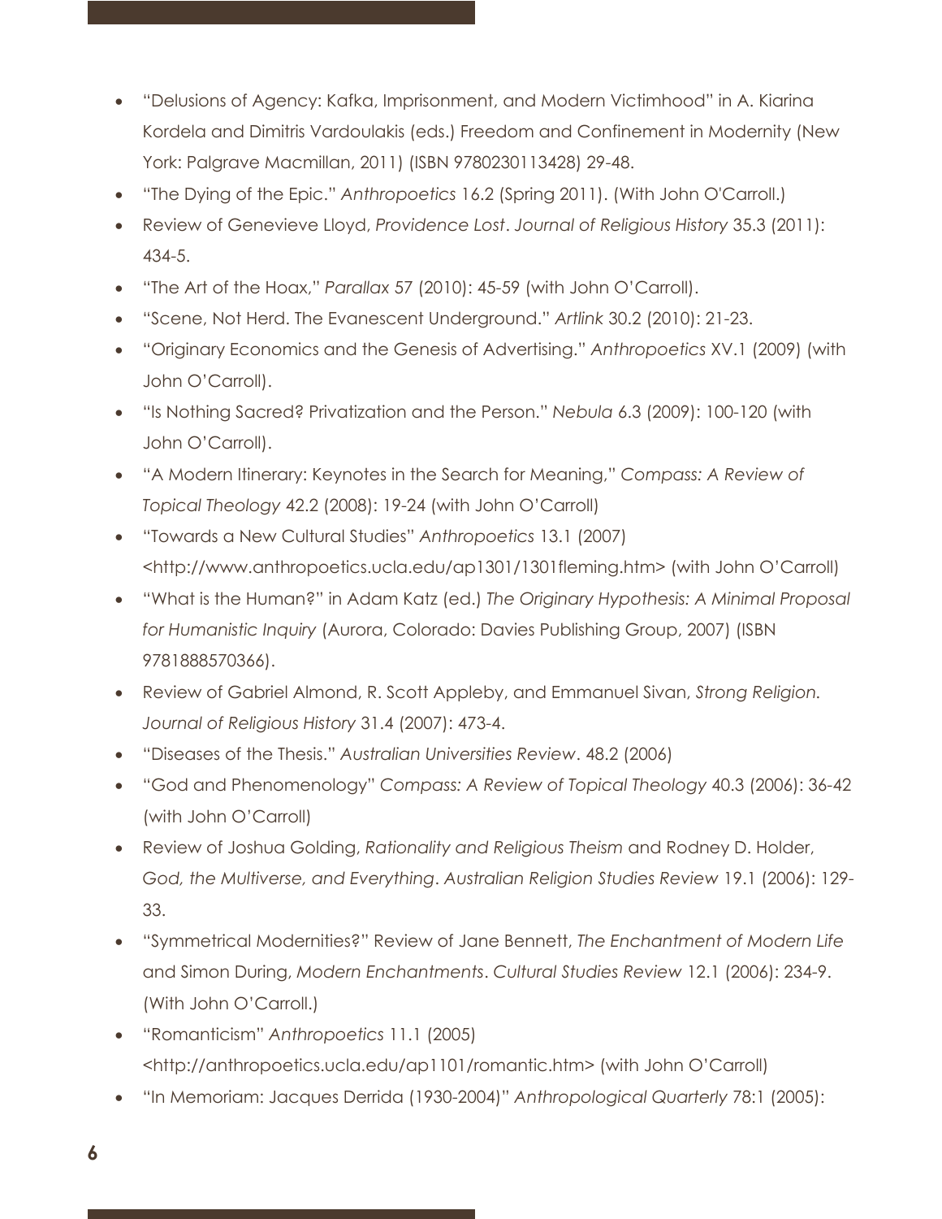- "Delusions of Agency: Kafka, Imprisonment, and Modern Victimhood" in A. Kiarina Kordela and Dimitris Vardoulakis (eds.) Freedom and Confinement in Modernity (New York: Palgrave Macmillan, 2011) (ISBN 9780230113428) 29-48.
- "The Dying of the Epic." *Anthropoetics* 16.2 (Spring 2011). (With John O'Carroll.)
- Review of Genevieve Lloyd, *Providence Lost*. *Journal of Religious History* 35.3 (2011): 434-5.
- "The Art of the Hoax," *Parallax* 57 (2010): 45-59 (with John O'Carroll).
- "Scene, Not Herd. The Evanescent Underground." *Artlink* 30.2 (2010): 21-23.
- "Originary Economics and the Genesis of Advertising." *Anthropoetics* XV.1 (2009) (with John O'Carroll).
- "Is Nothing Sacred? Privatization and the Person." *Nebula* 6.3 (2009): 100-120 (with John O'Carroll).
- "A Modern Itinerary: Keynotes in the Search for Meaning," *Compass: A Review of Topical Theology* 42.2 (2008): 19-24 (with John O'Carroll)
- "Towards a New Cultural Studies" *Anthropoetics* 13.1 (2007) <http://www.anthropoetics.ucla.edu/ap1301/1301fleming.htm> (with John O'Carroll)
- "What is the Human?" in Adam Katz (ed.) *The Originary Hypothesis: A Minimal Proposal for Humanistic Inquiry* (Aurora, Colorado: Davies Publishing Group, 2007) (ISBN 9781888570366).
- Review of Gabriel Almond, R. Scott Appleby, and Emmanuel Sivan, *Strong Religion. Journal of Religious History* 31.4 (2007): 473-4.
- "Diseases of the Thesis." *Australian Universities Review*. 48.2 (2006)
- "God and Phenomenology" *Compass: A Review of Topical Theology* 40.3 (2006): 36-42 (with John O'Carroll)
- Review of Joshua Golding, *Rationality and Religious Theism* and Rodney D. Holder, *God, the Multiverse, and Everything*. *Australian Religion Studies Review* 19.1 (2006): 129-33.
- "Symmetrical Modernities?" Review of Jane Bennett, *The Enchantment of Modern Life* and Simon During, *Modern Enchantments*. *Cultural Studies Review* 12.1 (2006): 234-9. (With John O'Carroll.)
- "Romanticism" *Anthropoetics* 11.1 (2005) <http://anthropoetics.ucla.edu/ap1101/romantic.htm> (with John O'Carroll)
- "In Memoriam: Jacques Derrida (1930-2004)" *Anthropological Quarterly* 78:1 (2005):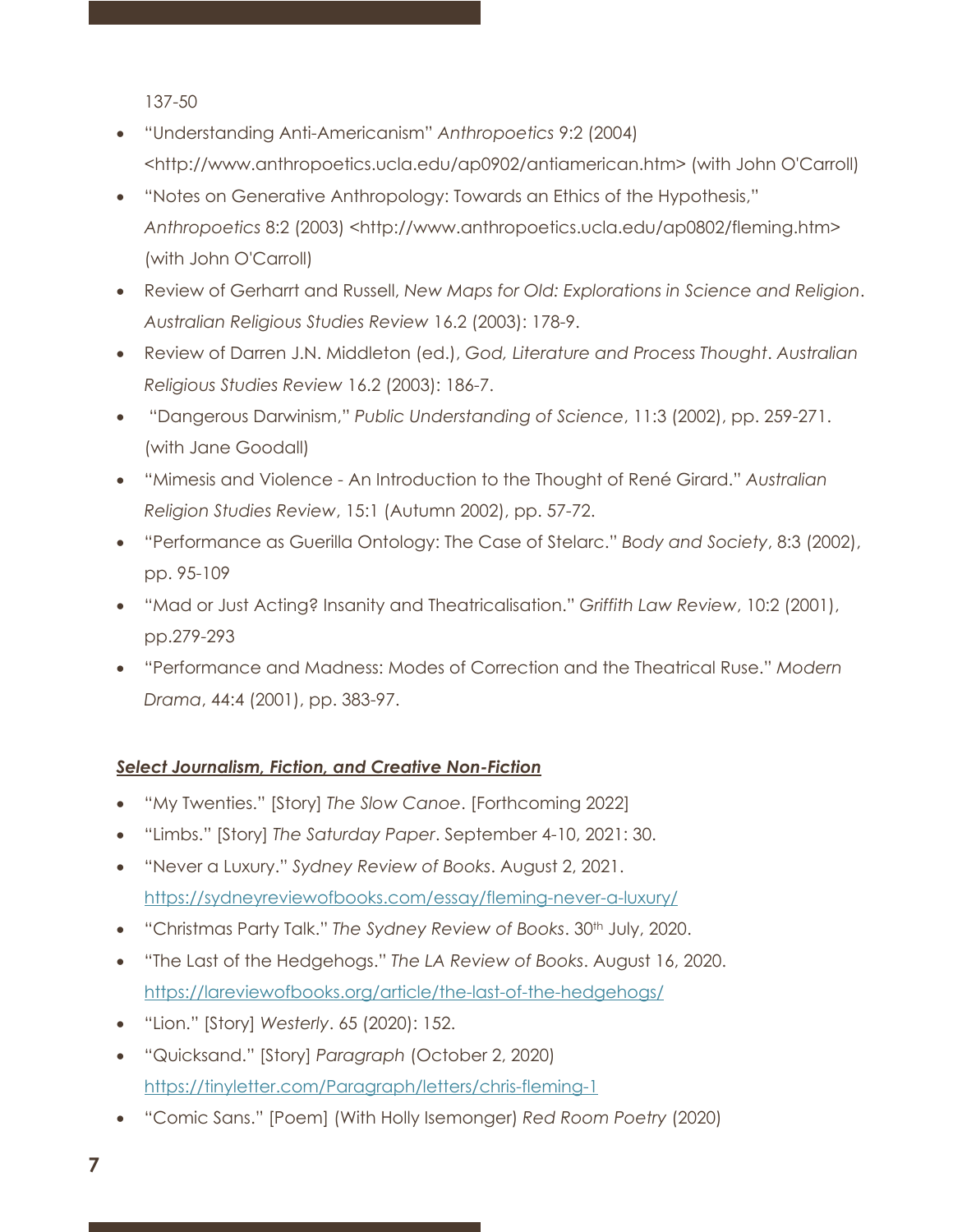137-50

- "Understanding Anti-Americanism" *Anthropoetics* 9:2 (2004) <http://www.anthropoetics.ucla.edu/ap0902/antiamerican.htm> (with John O'Carroll)
- "Notes on Generative Anthropology: Towards an Ethics of the Hypothesis," *Anthropoetics* 8:2 (2003) <http://www.anthropoetics.ucla.edu/ap0802/fleming.htm> (with John O'Carroll)
- Review of Gerharrt and Russell, *New Maps for Old: Explorations in Science and Religion*. *Australian Religious Studies Review* 16.2 (2003): 178-9.
- Review of Darren J.N. Middleton (ed.), *God, Literature and Process Thought*. *Australian Religious Studies Review* 16.2 (2003): 186-7.
- "Dangerous Darwinism," *Public Understanding of Science*, 11:3 (2002), pp. 259-271. (with Jane Goodall)
- "Mimesis and Violence - An Introduction to the Thought of René Girard." *Australian Religion Studies Review*, 15:1 (Autumn 2002), pp. 57-72.
- "Performance as Guerilla Ontology: The Case of Stelarc." *Body and Society*, 8:3 (2002), pp. 95-109
- "Mad or Just Acting? Insanity and Theatricalisation." *Griffith Law Review*, 10:2 (2001), pp.279-293
- "Performance and Madness: Modes of Correction and the Theatrical Ruse." *Modern Drama*, 44:4 (2001), pp. 383-97.

***Select Journalism, Fiction, and Creative Non-Fiction***

- "My Twenties." [Story] *The Slow Canoe*. [Forthcoming 2022]
- "Limbs." [Story] *The Saturday Paper*. September 4-10, 2021: 30.
- "Never a Luxury." *Sydney Review of Books*. August 2, 2021. https://sydneyreviewofbooks.com/essay/fleming-never-a-luxury/
- "Christmas Party Talk." *The Sydney Review of Books*. 30th July, 2020.
- "The Last of the Hedgehogs." *The LA Review of Books*. August 16, 2020. https://lareviewofbooks.org/article/the-last-of-the-hedgehogs/
- "Lion." [Story] *Westerly*. 65 (2020): 152.
- "Quicksand." [Story] *Paragraph* (October 2, 2020) https://tinyletter.com/Paragraph/letters/chris-fleming-1
- "Comic Sans." [Poem] (With Holly Isemonger) *Red Room Poetry* (2020)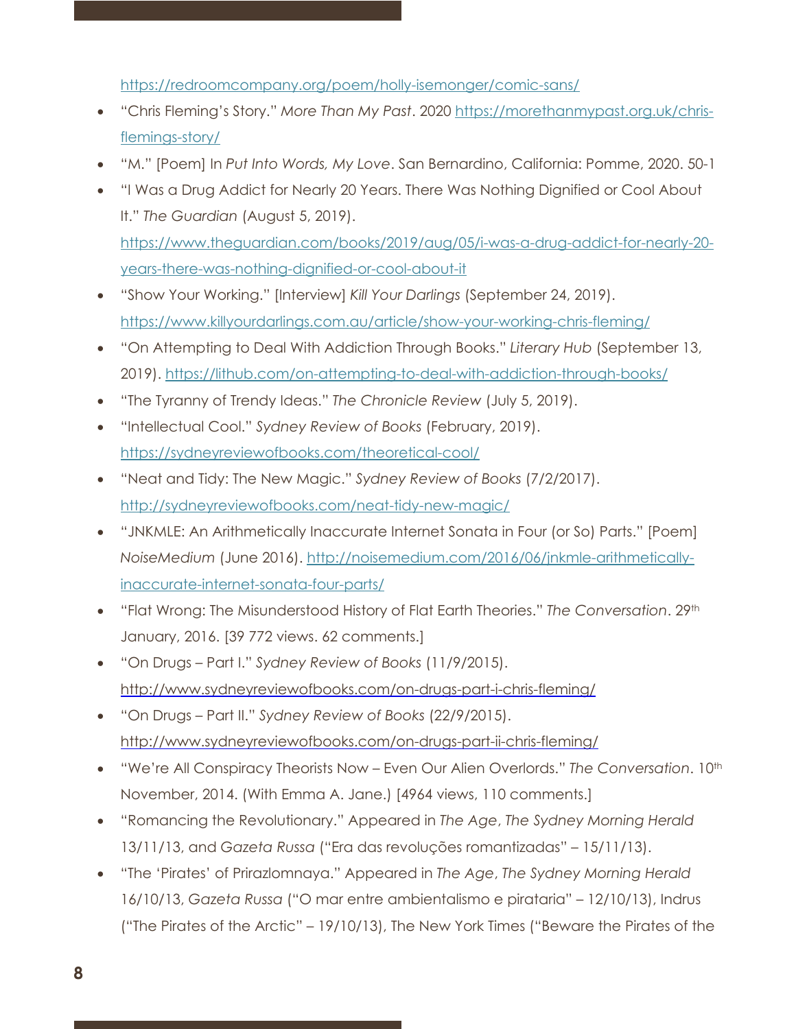https://redroomcompany.org/poem/holly-isemonger/comic-sans/

- "Chris Fleming's Story." *More Than My Past*. 2020 https://morethanmypast.org.uk/chris-flemings-story/
- "M." [Poem] In *Put Into Words, My Love*. San Bernardino, California: Pomme, 2020. 50-1
- "I Was a Drug Addict for Nearly 20 Years. There Was Nothing Dignified or Cool About It." *The Guardian* (August 5, 2019). https://www.theguardian.com/books/2019/aug/05/i-was-a-drug-addict-for-nearly-20-years-there-was-nothing-dignified-or-cool-about-it
- "Show Your Working." [Interview] *Kill Your Darlings* (September 24, 2019). https://www.killyourdarlings.com.au/article/show-your-working-chris-fleming/
- "On Attempting to Deal With Addiction Through Books." *Literary Hub* (September 13, 2019). https://lithub.com/on-attempting-to-deal-with-addiction-through-books/
- "The Tyranny of Trendy Ideas." *The Chronicle Review* (July 5, 2019).
- "Intellectual Cool." *Sydney Review of Books* (February, 2019). https://sydneyreviewofbooks.com/theoretical-cool/
- "Neat and Tidy: The New Magic." *Sydney Review of Books* (7/2/2017). http://sydneyreviewofbooks.com/neat-tidy-new-magic/
- "JNKMLE: An Arithmetically Inaccurate Internet Sonata in Four (or So) Parts." [Poem] *NoiseMedium* (June 2016). http://noisemedium.com/2016/06/jnkmle-arithmetically-inaccurate-internet-sonata-four-parts/
- "Flat Wrong: The Misunderstood History of Flat Earth Theories." *The Conversation*. 29th January, 2016. [39 772 views. 62 comments.]
- "On Drugs – Part I." *Sydney Review of Books* (11/9/2015). http://www.sydneyreviewofbooks.com/on-drugs-part-i-chris-fleming/
- "On Drugs – Part II." *Sydney Review of Books* (22/9/2015). http://www.sydneyreviewofbooks.com/on-drugs-part-ii-chris-fleming/
- "We're All Conspiracy Theorists Now – Even Our Alien Overlords." *The Conversation*. 10th November, 2014. (With Emma A. Jane.) [4964 views, 110 comments.]
- "Romancing the Revolutionary." Appeared in *The Age*, *The Sydney Morning Herald* 13/11/13, and *Gazeta Russa* ("Era das revoluções romantizadas" – 15/11/13).
- "The 'Pirates' of Prirazlomnaya." Appeared in *The Age*, *The Sydney Morning Herald* 16/10/13, *Gazeta Russa* ("O mar entre ambientalismo e pirataria" – 12/10/13), Indrus ("The Pirates of the Arctic" – 19/10/13), The New York Times ("Beware the Pirates of the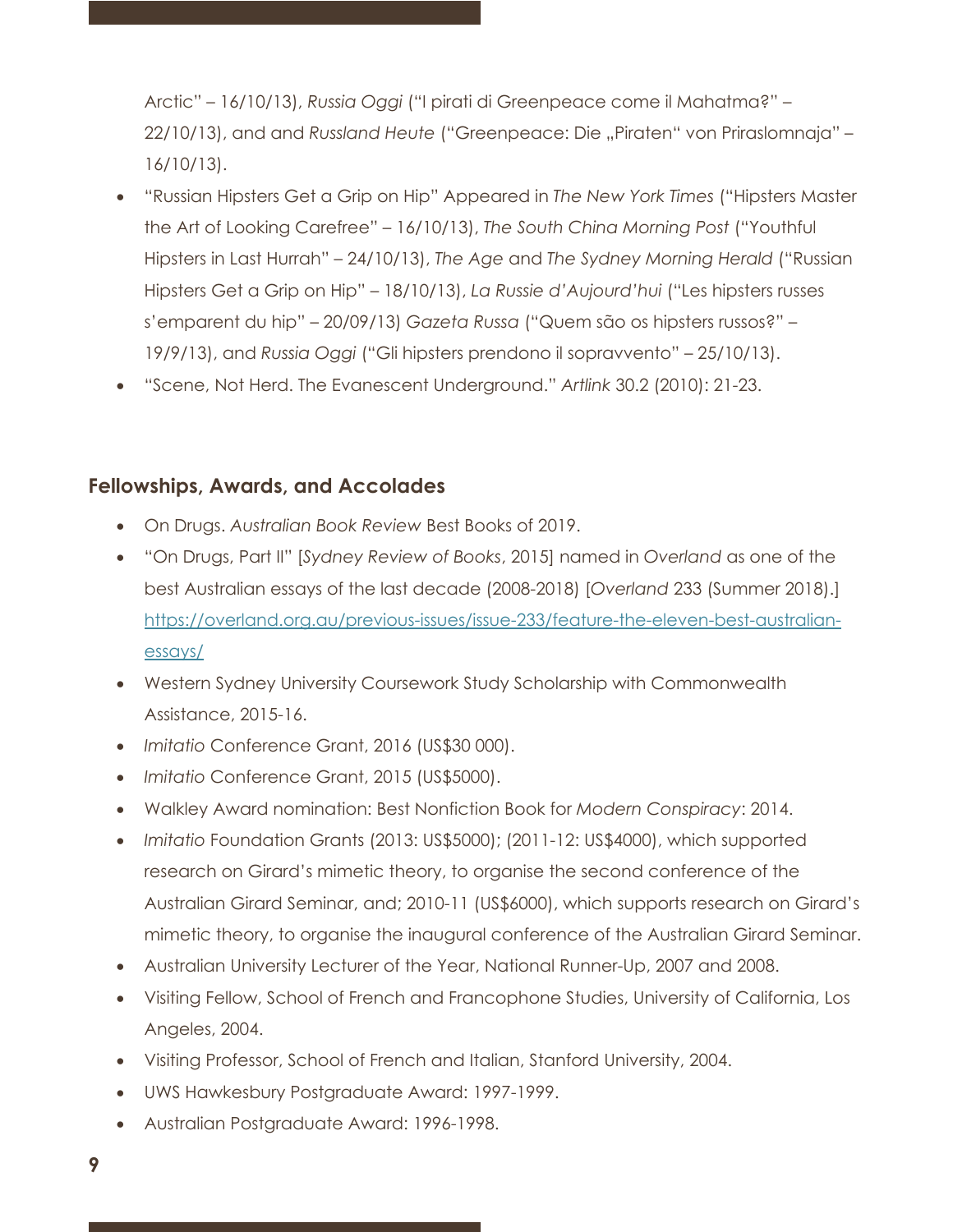Arctic" – 16/10/13), *Russia Oggi* ("I pirati di Greenpeace come il Mahatma?" – 22/10/13), and and *Russland Heute* ("Greenpeace: Die „Piraten" von Priraslomnaja" – 16/10/13).

- "Russian Hipsters Get a Grip on Hip" Appeared in *The New York Times* ("Hipsters Master the Art of Looking Carefree" – 16/10/13), *The South China Morning Post* ("Youthful Hipsters in Last Hurrah" – 24/10/13), *The Age* and *The Sydney Morning Herald* ("Russian Hipsters Get a Grip on Hip" – 18/10/13), *La Russie d'Aujourd'hui* ("Les hipsters russes s'emparent du hip" – 20/09/13) *Gazeta Russa* ("Quem são os hipsters russos?" – 19/9/13), and *Russia Oggi* ("Gli hipsters prendono il sopravvento" – 25/10/13).
- "Scene, Not Herd. The Evanescent Underground." *Artlink* 30.2 (2010): 21-23.

## Fellowships, Awards, and Accolades

- On Drugs. *Australian Book Review* Best Books of 2019.
- "On Drugs, Part II" [*Sydney Review of Books*, 2015] named in *Overland* as one of the best Australian essays of the last decade (2008-2018) [*Overland* 233 (Summer 2018).] https://overland.org.au/previous-issues/issue-233/feature-the-eleven-best-australian-essays/
- Western Sydney University Coursework Study Scholarship with Commonwealth Assistance, 2015-16.
- *Imitatio* Conference Grant, 2016 (US$30 000).
- *Imitatio* Conference Grant, 2015 (US$5000).
- Walkley Award nomination: Best Nonfiction Book for *Modern Conspiracy*: 2014.
- *Imitatio* Foundation Grants (2013: US$5000); (2011-12: US$4000), which supported research on Girard's mimetic theory, to organise the second conference of the Australian Girard Seminar, and; 2010-11 (US$6000), which supports research on Girard's mimetic theory, to organise the inaugural conference of the Australian Girard Seminar.
- Australian University Lecturer of the Year, National Runner-Up, 2007 and 2008.
- Visiting Fellow, School of French and Francophone Studies, University of California, Los Angeles, 2004.
- Visiting Professor, School of French and Italian, Stanford University, 2004.
- UWS Hawkesbury Postgraduate Award: 1997-1999.
- Australian Postgraduate Award: 1996-1998.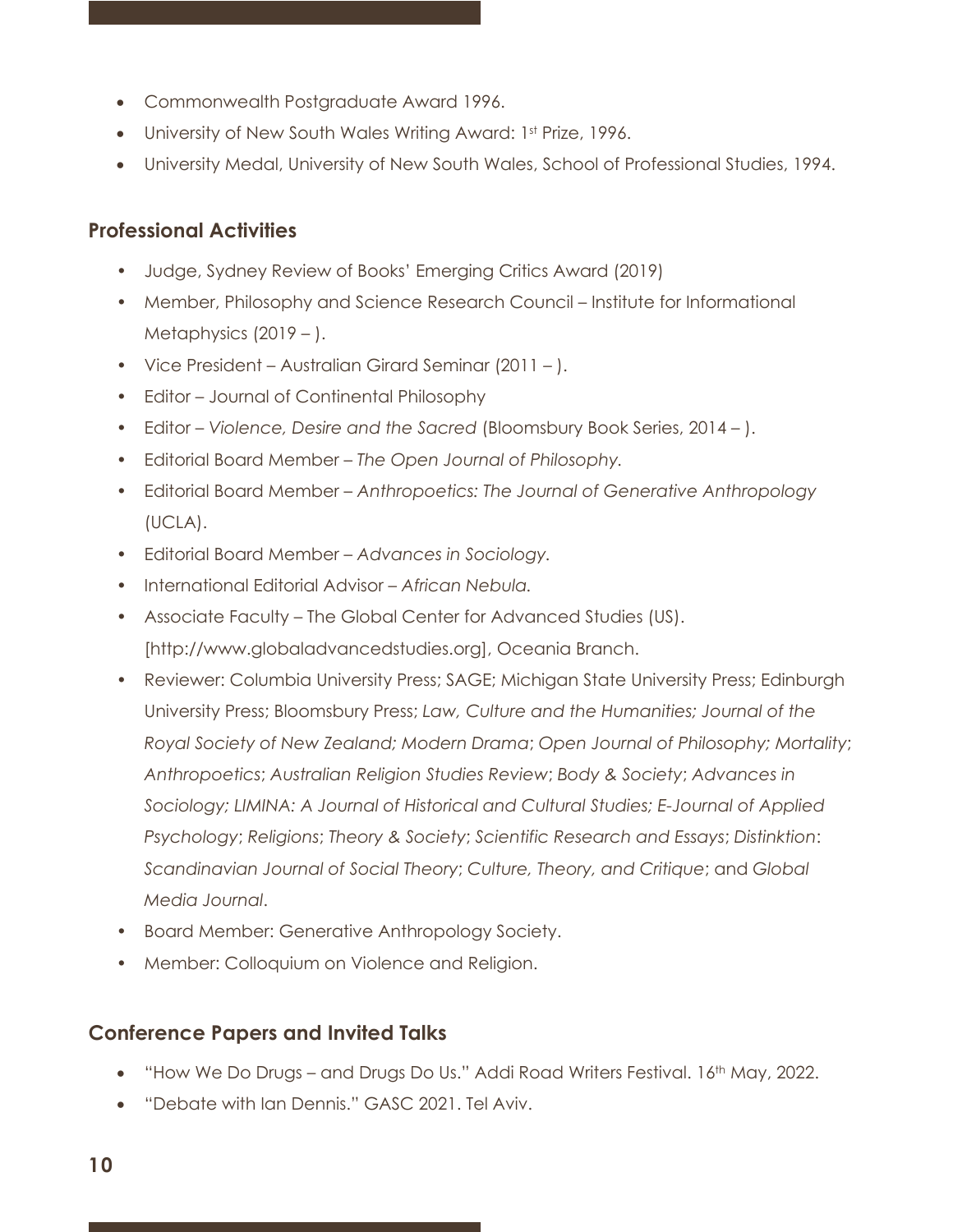- Commonwealth Postgraduate Award 1996.
- University of New South Wales Writing Award: 1st Prize, 1996.
- University Medal, University of New South Wales, School of Professional Studies, 1994.

## Professional Activities

- Judge, Sydney Review of Books' Emerging Critics Award (2019)
- Member, Philosophy and Science Research Council – Institute for Informational Metaphysics (2019 – ).
- Vice President – Australian Girard Seminar (2011 – ).
- Editor – Journal of Continental Philosophy
- Editor – *Violence, Desire and the Sacred* (Bloomsbury Book Series, 2014 – ).
- Editorial Board Member – *The Open Journal of Philosophy.*
- Editorial Board Member – *Anthropoetics: The Journal of Generative Anthropology* (UCLA).
- Editorial Board Member – *Advances in Sociology.*
- International Editorial Advisor – *African Nebula.*
- Associate Faculty – The Global Center for Advanced Studies (US). [http://www.globaladvancedstudies.org], Oceania Branch.
- Reviewer: Columbia University Press; SAGE; Michigan State University Press; Edinburgh University Press; Bloomsbury Press; *Law, Culture and the Humanities; Journal of the Royal Society of New Zealand; Modern Drama*; *Open Journal of Philosophy; Mortality*; *Anthropoetics*; *Australian Religion Studies Review*; *Body & Society*; *Advances in Sociology; LIMINA: A Journal of Historical and Cultural Studies; E-Journal of Applied Psychology*; *Religions*; *Theory & Society*; *Scientific Research and Essays*; *Distinktion*: *Scandinavian Journal of Social Theory*; *Culture, Theory, and Critique*; and *Global Media Journal*.
- Board Member: Generative Anthropology Society.
- Member: Colloquium on Violence and Religion.

## Conference Papers and Invited Talks

- "How We Do Drugs – and Drugs Do Us." Addi Road Writers Festival. 16th May, 2022.
- "Debate with Ian Dennis." GASC 2021. Tel Aviv.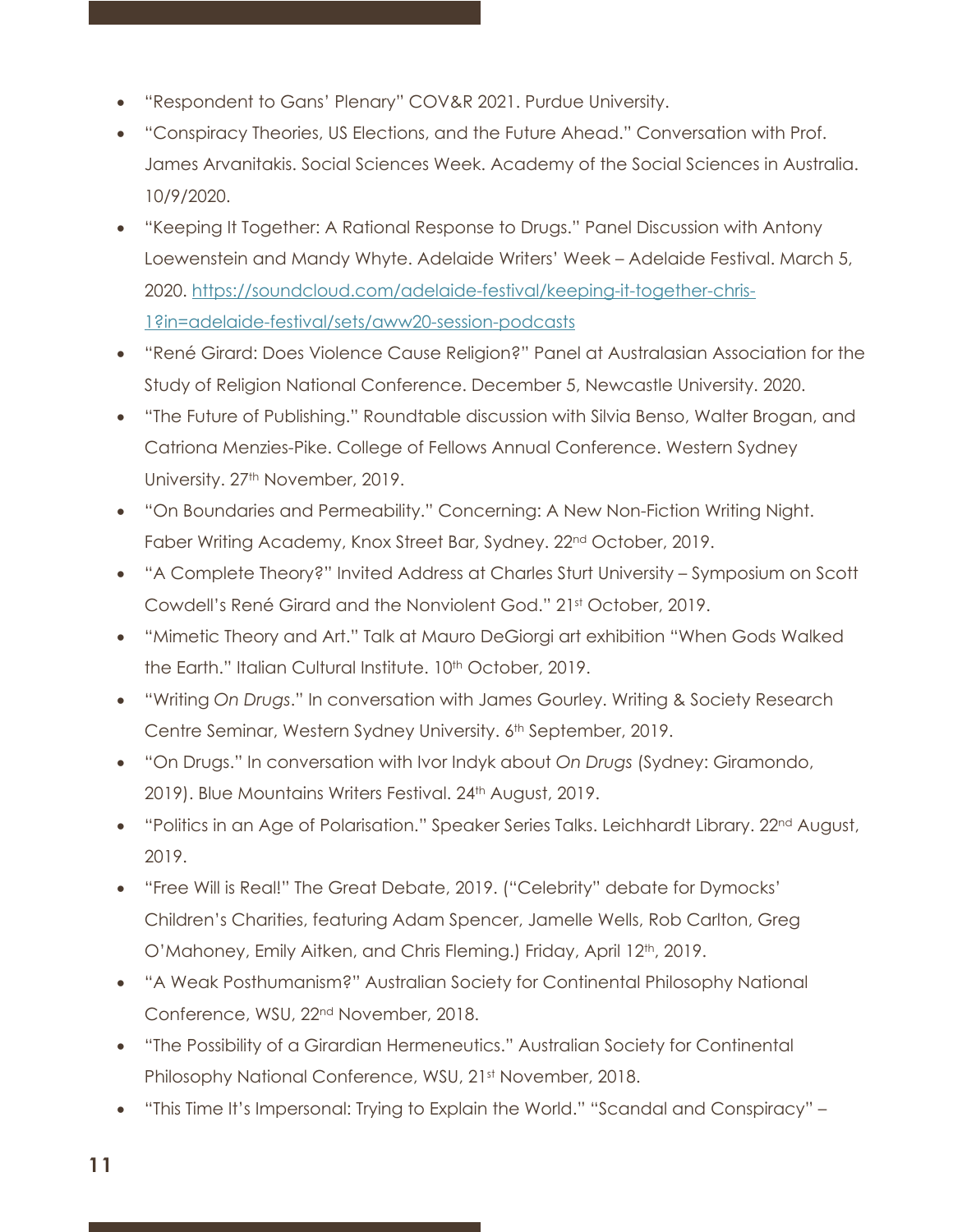- "Respondent to Gans' Plenary" COV&R 2021. Purdue University.
- "Conspiracy Theories, US Elections, and the Future Ahead." Conversation with Prof. James Arvanitakis. Social Sciences Week. Academy of the Social Sciences in Australia. 10/9/2020.
- "Keeping It Together: A Rational Response to Drugs." Panel Discussion with Antony Loewenstein and Mandy Whyte. Adelaide Writers' Week – Adelaide Festival. March 5, 2020. [https://soundcloud.com/adelaide-festival/keeping-it-together-chris-1?in=adelaide-festival/sets/aww20-session-podcasts](https://soundcloud.com/adelaide-festival/keeping-it-together-chris-1?in=adelaide-festival/sets/aww20-session-podcasts)
- "René Girard: Does Violence Cause Religion?" Panel at Australasian Association for the Study of Religion National Conference. December 5, Newcastle University. 2020.
- "The Future of Publishing." Roundtable discussion with Silvia Benso, Walter Brogan, and Catriona Menzies-Pike. College of Fellows Annual Conference. Western Sydney University. 27th November, 2019.
- "On Boundaries and Permeability." Concerning: A New Non-Fiction Writing Night. Faber Writing Academy, Knox Street Bar, Sydney. 22nd October, 2019.
- "A Complete Theory?" Invited Address at Charles Sturt University – Symposium on Scott Cowdell's René Girard and the Nonviolent God." 21st October, 2019.
- "Mimetic Theory and Art." Talk at Mauro DeGiorgi art exhibition "When Gods Walked the Earth." Italian Cultural Institute. 10th October, 2019.
- "Writing *On Drugs*." In conversation with James Gourley. Writing & Society Research Centre Seminar, Western Sydney University. 6th September, 2019.
- "On Drugs." In conversation with Ivor Indyk about *On Drugs* (Sydney: Giramondo, 2019). Blue Mountains Writers Festival. 24th August, 2019.
- "Politics in an Age of Polarisation." Speaker Series Talks. Leichhardt Library. 22nd August, 2019.
- "Free Will is Real!" The Great Debate, 2019. ("Celebrity" debate for Dymocks' Children's Charities, featuring Adam Spencer, Jamelle Wells, Rob Carlton, Greg O'Mahoney, Emily Aitken, and Chris Fleming.) Friday, April 12th, 2019.
- "A Weak Posthumanism?" Australian Society for Continental Philosophy National Conference, WSU, 22nd November, 2018.
- "The Possibility of a Girardian Hermeneutics." Australian Society for Continental Philosophy National Conference, WSU, 21st November, 2018.
- "This Time It's Impersonal: Trying to Explain the World." "Scandal and Conspiracy" –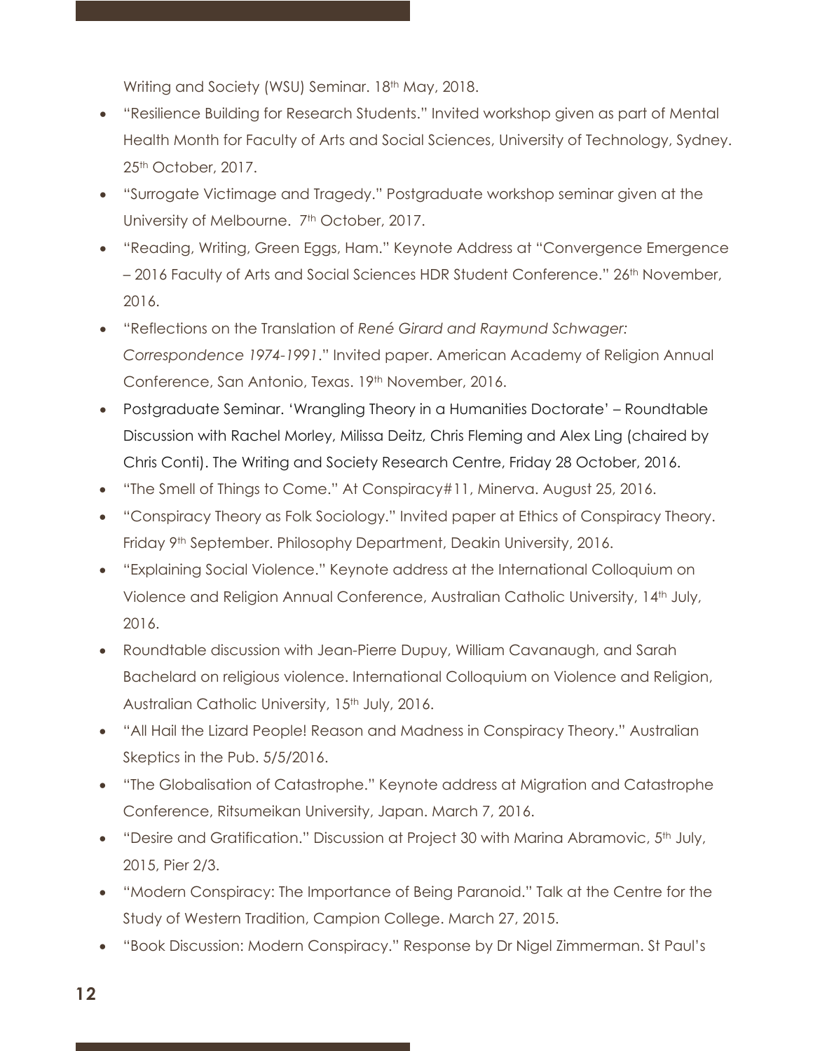Writing and Society (WSU) Seminar. 18th May, 2018.

- "Resilience Building for Research Students." Invited workshop given as part of Mental Health Month for Faculty of Arts and Social Sciences, University of Technology, Sydney. 25th October, 2017.
- "Surrogate Victimage and Tragedy." Postgraduate workshop seminar given at the University of Melbourne. 7th October, 2017.
- "Reading, Writing, Green Eggs, Ham." Keynote Address at "Convergence Emergence – 2016 Faculty of Arts and Social Sciences HDR Student Conference." 26th November, 2016.
- "Reflections on the Translation of *René Girard and Raymund Schwager: Correspondence 1974-1991*." Invited paper. American Academy of Religion Annual Conference, San Antonio, Texas. 19th November, 2016.
- Postgraduate Seminar. 'Wrangling Theory in a Humanities Doctorate' – Roundtable Discussion with Rachel Morley, Milissa Deitz, Chris Fleming and Alex Ling (chaired by Chris Conti). The Writing and Society Research Centre, Friday 28 October, 2016.
- "The Smell of Things to Come." At Conspiracy#11, Minerva. August 25, 2016.
- "Conspiracy Theory as Folk Sociology." Invited paper at Ethics of Conspiracy Theory. Friday 9th September. Philosophy Department, Deakin University, 2016.
- "Explaining Social Violence." Keynote address at the International Colloquium on Violence and Religion Annual Conference, Australian Catholic University, 14th July, 2016.
- Roundtable discussion with Jean-Pierre Dupuy, William Cavanaugh, and Sarah Bachelard on religious violence. International Colloquium on Violence and Religion, Australian Catholic University, 15th July, 2016.
- "All Hail the Lizard People! Reason and Madness in Conspiracy Theory." Australian Skeptics in the Pub. 5/5/2016.
- "The Globalisation of Catastrophe." Keynote address at Migration and Catastrophe Conference, Ritsumeikan University, Japan. March 7, 2016.
- "Desire and Gratification." Discussion at Project 30 with Marina Abramovic, 5th July, 2015, Pier 2/3.
- "Modern Conspiracy: The Importance of Being Paranoid." Talk at the Centre for the Study of Western Tradition, Campion College. March 27, 2015.
- "Book Discussion: Modern Conspiracy." Response by Dr Nigel Zimmerman. St Paul's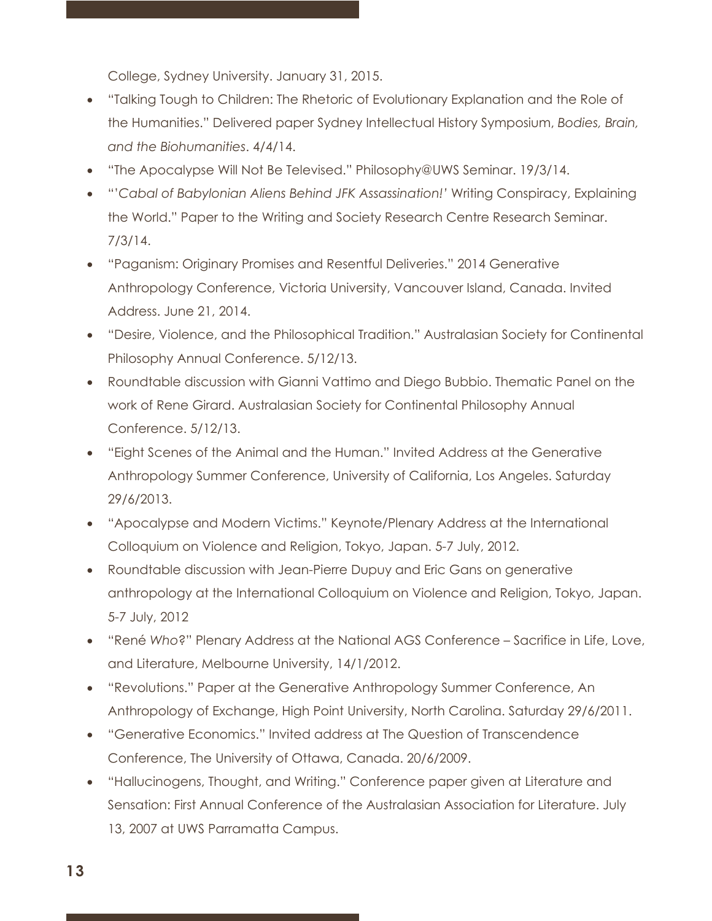College, Sydney University. January 31, 2015.

- "Talking Tough to Children: The Rhetoric of Evolutionary Explanation and the Role of the Humanities." Delivered paper Sydney Intellectual History Symposium, *Bodies, Brain, and the Biohumanities*. 4/4/14.
- "The Apocalypse Will Not Be Televised." Philosophy@UWS Seminar. 19/3/14.
- "'*Cabal of Babylonian Aliens Behind JFK Assassination!'* Writing Conspiracy, Explaining the World." Paper to the Writing and Society Research Centre Research Seminar. 7/3/14.
- "Paganism: Originary Promises and Resentful Deliveries." 2014 Generative Anthropology Conference, Victoria University, Vancouver Island, Canada. Invited Address. June 21, 2014.
- "Desire, Violence, and the Philosophical Tradition." Australasian Society for Continental Philosophy Annual Conference. 5/12/13.
- Roundtable discussion with Gianni Vattimo and Diego Bubbio. Thematic Panel on the work of Rene Girard. Australasian Society for Continental Philosophy Annual Conference. 5/12/13.
- "Eight Scenes of the Animal and the Human." Invited Address at the Generative Anthropology Summer Conference, University of California, Los Angeles. Saturday 29/6/2013.
- "Apocalypse and Modern Victims." Keynote/Plenary Address at the International Colloquium on Violence and Religion, Tokyo, Japan. 5-7 July, 2012.
- Roundtable discussion with Jean-Pierre Dupuy and Eric Gans on generative anthropology at the International Colloquium on Violence and Religion, Tokyo, Japan. 5-7 July, 2012
- "René *Who*?" Plenary Address at the National AGS Conference – Sacrifice in Life, Love, and Literature, Melbourne University, 14/1/2012.
- "Revolutions." Paper at the Generative Anthropology Summer Conference, An Anthropology of Exchange, High Point University, North Carolina. Saturday 29/6/2011.
- "Generative Economics." Invited address at The Question of Transcendence Conference, The University of Ottawa, Canada. 20/6/2009.
- "Hallucinogens, Thought, and Writing." Conference paper given at Literature and Sensation: First Annual Conference of the Australasian Association for Literature. July 13, 2007 at UWS Parramatta Campus.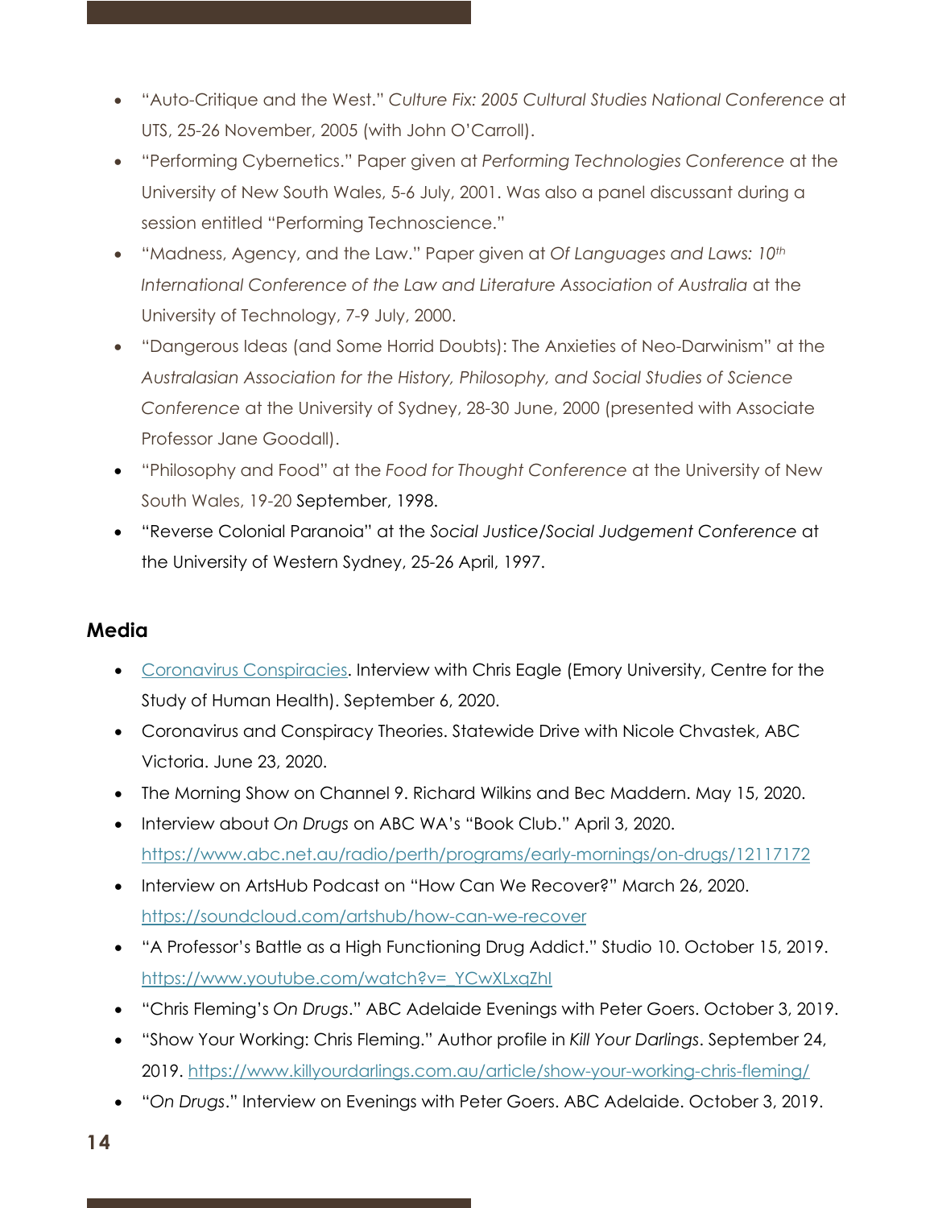- "Auto-Critique and the West." *Culture Fix: 2005 Cultural Studies National Conference* at UTS, 25-26 November, 2005 (with John O'Carroll).
- "Performing Cybernetics." Paper given at *Performing Technologies Conference* at the University of New South Wales, 5-6 July, 2001. Was also a panel discussant during a session entitled "Performing Technoscience."
- "Madness, Agency, and the Law." Paper given at *Of Languages and Laws: 10th International Conference of the Law and Literature Association of Australia* at the University of Technology, 7-9 July, 2000.
- "Dangerous Ideas (and Some Horrid Doubts): The Anxieties of Neo-Darwinism" at the *Australasian Association for the History, Philosophy, and Social Studies of Science Conference* at the University of Sydney, 28-30 June, 2000 (presented with Associate Professor Jane Goodall).
- "Philosophy and Food" at the *Food for Thought Conference* at the University of New South Wales, 19-20 September, 1998.
- "Reverse Colonial Paranoia" at the *Social Justice/Social Judgement Conference* at the University of Western Sydney, 25-26 April, 1997.

## Media

- Coronavirus Conspiracies. Interview with Chris Eagle (Emory University, Centre for the Study of Human Health). September 6, 2020.
- Coronavirus and Conspiracy Theories. Statewide Drive with Nicole Chvastek, ABC Victoria. June 23, 2020.
- The Morning Show on Channel 9. Richard Wilkins and Bec Maddern. May 15, 2020.
- Interview about *On Drugs* on ABC WA's "Book Club." April 3, 2020. https://www.abc.net.au/radio/perth/programs/early-mornings/on-drugs/12117172
- Interview on ArtsHub Podcast on "How Can We Recover?" March 26, 2020. https://soundcloud.com/artshub/how-can-we-recover
- "A Professor's Battle as a High Functioning Drug Addict." Studio 10. October 15, 2019. https://www.youtube.com/watch?v=_YCwXLxqZhI
- "Chris Fleming's *On Drugs*." ABC Adelaide Evenings with Peter Goers. October 3, 2019.
- "Show Your Working: Chris Fleming." Author profile in *Kill Your Darlings*. September 24, 2019. https://www.killyourdarlings.com.au/article/show-your-working-chris-fleming/
- "*On Drugs*." Interview on Evenings with Peter Goers. ABC Adelaide. October 3, 2019.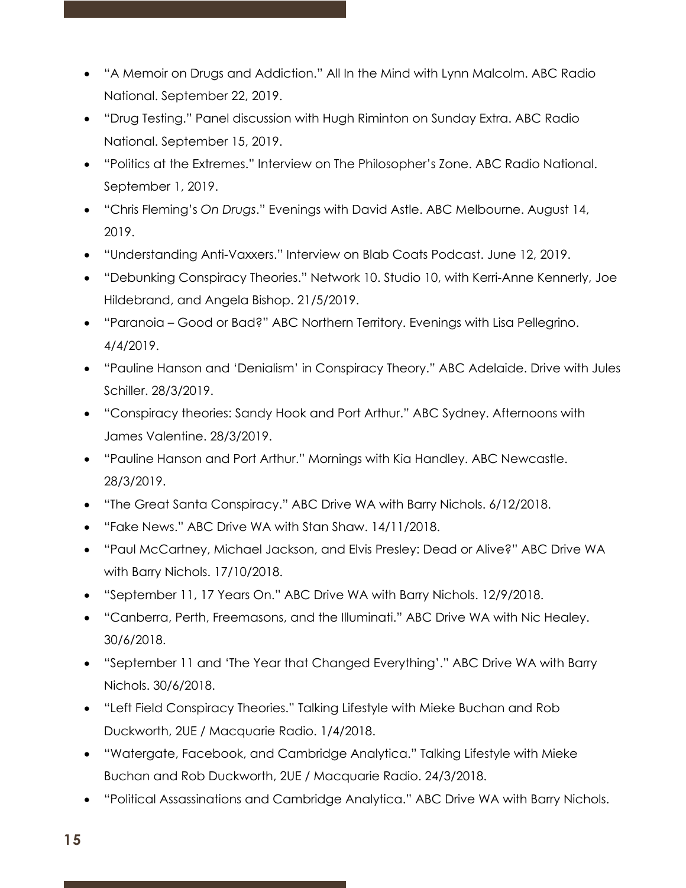- "A Memoir on Drugs and Addiction." All In the Mind with Lynn Malcolm. ABC Radio National. September 22, 2019.
- "Drug Testing." Panel discussion with Hugh Riminton on Sunday Extra. ABC Radio National. September 15, 2019.
- "Politics at the Extremes." Interview on The Philosopher's Zone. ABC Radio National. September 1, 2019.
- "Chris Fleming's *On Drugs*." Evenings with David Astle. ABC Melbourne. August 14, 2019.
- "Understanding Anti-Vaxxers." Interview on Blab Coats Podcast. June 12, 2019.
- "Debunking Conspiracy Theories." Network 10. Studio 10, with Kerri-Anne Kennerly, Joe Hildebrand, and Angela Bishop. 21/5/2019.
- "Paranoia – Good or Bad?" ABC Northern Territory. Evenings with Lisa Pellegrino. 4/4/2019.
- "Pauline Hanson and 'Denialism' in Conspiracy Theory." ABC Adelaide. Drive with Jules Schiller. 28/3/2019.
- "Conspiracy theories: Sandy Hook and Port Arthur." ABC Sydney. Afternoons with James Valentine. 28/3/2019.
- "Pauline Hanson and Port Arthur." Mornings with Kia Handley. ABC Newcastle. 28/3/2019.
- "The Great Santa Conspiracy." ABC Drive WA with Barry Nichols. 6/12/2018.
- "Fake News." ABC Drive WA with Stan Shaw. 14/11/2018.
- "Paul McCartney, Michael Jackson, and Elvis Presley: Dead or Alive?" ABC Drive WA with Barry Nichols. 17/10/2018.
- "September 11, 17 Years On." ABC Drive WA with Barry Nichols. 12/9/2018.
- "Canberra, Perth, Freemasons, and the Illuminati." ABC Drive WA with Nic Healey. 30/6/2018.
- "September 11 and 'The Year that Changed Everything'." ABC Drive WA with Barry Nichols. 30/6/2018.
- "Left Field Conspiracy Theories." Talking Lifestyle with Mieke Buchan and Rob Duckworth, 2UE / Macquarie Radio. 1/4/2018.
- "Watergate, Facebook, and Cambridge Analytica." Talking Lifestyle with Mieke Buchan and Rob Duckworth, 2UE / Macquarie Radio. 24/3/2018.
- "Political Assassinations and Cambridge Analytica." ABC Drive WA with Barry Nichols.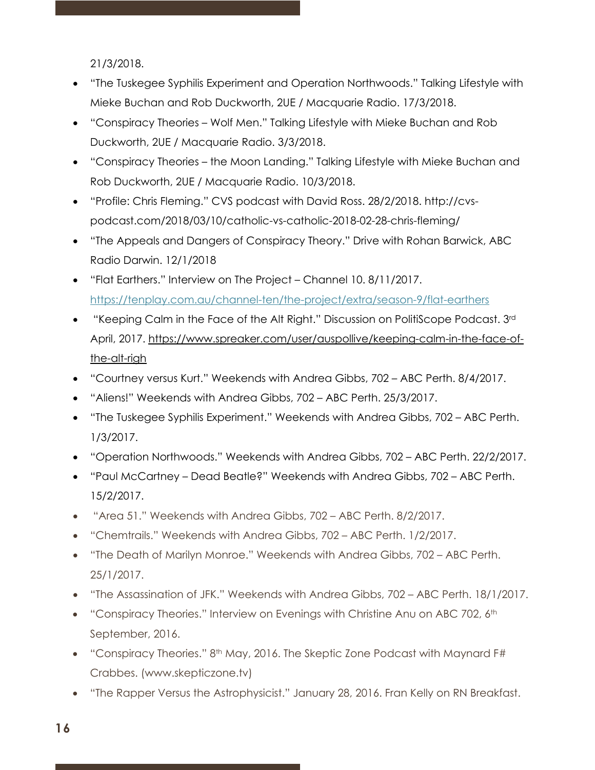21/3/2018.

- "The Tuskegee Syphilis Experiment and Operation Northwoods." Talking Lifestyle with Mieke Buchan and Rob Duckworth, 2UE / Macquarie Radio. 17/3/2018.
- "Conspiracy Theories – Wolf Men." Talking Lifestyle with Mieke Buchan and Rob Duckworth, 2UE / Macquarie Radio. 3/3/2018.
- "Conspiracy Theories – the Moon Landing." Talking Lifestyle with Mieke Buchan and Rob Duckworth, 2UE / Macquarie Radio. 10/3/2018.
- "Profile: Chris Fleming." CVS podcast with David Ross. 28/2/2018. http://cvs-podcast.com/2018/03/10/catholic-vs-catholic-2018-02-28-chris-fleming/
- "The Appeals and Dangers of Conspiracy Theory." Drive with Rohan Barwick, ABC Radio Darwin. 12/1/2018
- "Flat Earthers." Interview on The Project – Channel 10. 8/11/2017. https://tenplay.com.au/channel-ten/the-project/extra/season-9/flat-earthers
- "Keeping Calm in the Face of the Alt Right." Discussion on PolitiScope Podcast. 3rd April, 2017. https://www.spreaker.com/user/auspollive/keeping-calm-in-the-face-of-the-alt-righ
- "Courtney versus Kurt." Weekends with Andrea Gibbs, 702 – ABC Perth. 8/4/2017.
- "Aliens!" Weekends with Andrea Gibbs, 702 – ABC Perth. 25/3/2017.
- "The Tuskegee Syphilis Experiment." Weekends with Andrea Gibbs, 702 – ABC Perth. 1/3/2017.
- "Operation Northwoods." Weekends with Andrea Gibbs, 702 – ABC Perth. 22/2/2017.
- "Paul McCartney – Dead Beatle?" Weekends with Andrea Gibbs, 702 – ABC Perth. 15/2/2017.
- "Area 51." Weekends with Andrea Gibbs, 702 – ABC Perth. 8/2/2017.
- "Chemtrails." Weekends with Andrea Gibbs, 702 – ABC Perth. 1/2/2017.
- "The Death of Marilyn Monroe." Weekends with Andrea Gibbs, 702 – ABC Perth. 25/1/2017.
- "The Assassination of JFK." Weekends with Andrea Gibbs, 702 – ABC Perth. 18/1/2017.
- "Conspiracy Theories." Interview on Evenings with Christine Anu on ABC 702, 6th September, 2016.
- "Conspiracy Theories." 8th May, 2016. The Skeptic Zone Podcast with Maynard F# Crabbes. (www.skepticzone.tv)
- "The Rapper Versus the Astrophysicist." January 28, 2016. Fran Kelly on RN Breakfast.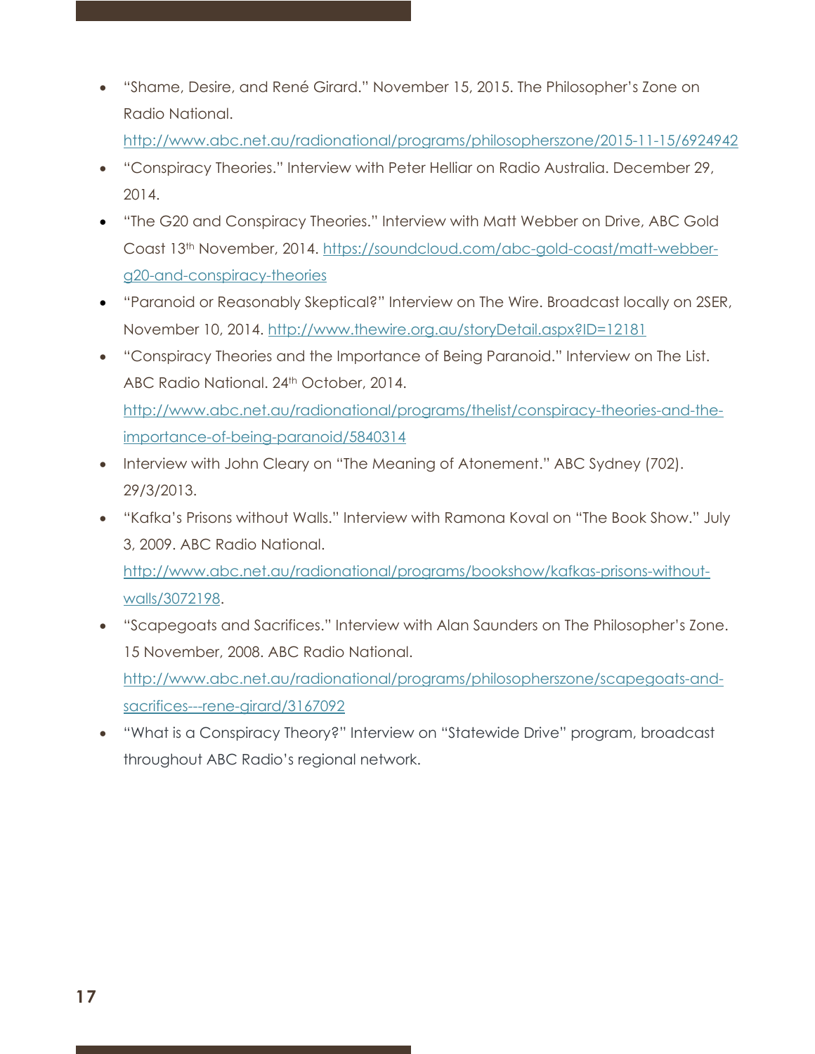- "Shame, Desire, and René Girard." November 15, 2015. The Philosopher's Zone on Radio National. http://www.abc.net.au/radionational/programs/philosopherszone/2015-11-15/6924942
- "Conspiracy Theories." Interview with Peter Helliar on Radio Australia. December 29, 2014.
- "The G20 and Conspiracy Theories." Interview with Matt Webber on Drive, ABC Gold Coast 13th November, 2014. https://soundcloud.com/abc-gold-coast/matt-webber-g20-and-conspiracy-theories
- "Paranoid or Reasonably Skeptical?" Interview on The Wire. Broadcast locally on 2SER, November 10, 2014. http://www.thewire.org.au/storyDetail.aspx?ID=12181
- "Conspiracy Theories and the Importance of Being Paranoid." Interview on The List. ABC Radio National. 24th October, 2014. http://www.abc.net.au/radionational/programs/thelist/conspiracy-theories-and-the-importance-of-being-paranoid/5840314
- Interview with John Cleary on "The Meaning of Atonement." ABC Sydney (702). 29/3/2013.
- "Kafka's Prisons without Walls." Interview with Ramona Koval on "The Book Show." July 3, 2009. ABC Radio National. http://www.abc.net.au/radionational/programs/bookshow/kafkas-prisons-without-walls/3072198.
- "Scapegoats and Sacrifices." Interview with Alan Saunders on The Philosopher's Zone. 15 November, 2008. ABC Radio National. http://www.abc.net.au/radionational/programs/philosopherszone/scapegoats-and-sacrifices---rene-girard/3167092
- "What is a Conspiracy Theory?" Interview on "Statewide Drive" program, broadcast throughout ABC Radio's regional network.